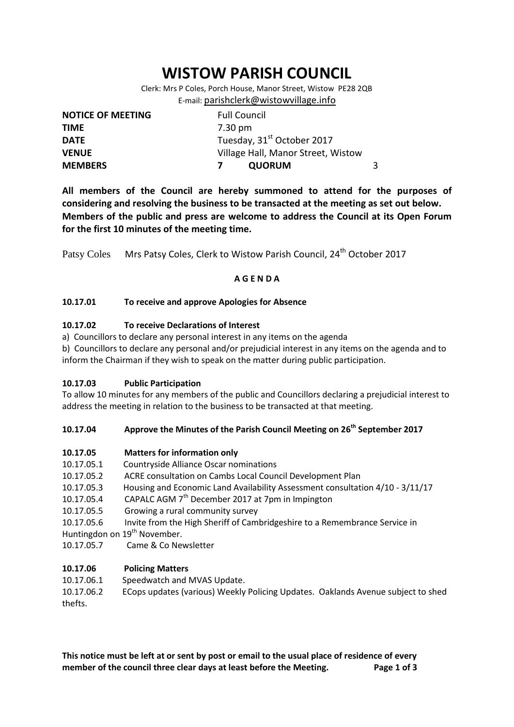# WISTOW PARISH COUNCIL

Clerk: Mrs P Coles, Porch House, Manor Street, Wistow PE28 2QB
E-mail: parishclerk@wistowvillage.info

| | | | |
|---|---|---|---|
| **NOTICE OF MEETING** | Full Council | | |
| **TIME** | 7.30 pm | | |
| **DATE** | Tuesday, 31st October 2017 | | |
| **VENUE** | Village Hall, Manor Street, Wistow | | |
| **MEMBERS** | **7** | **QUORUM** | 3 |

**All members of the Council are hereby summoned to attend for the purposes of considering and resolving the business to be transacted at the meeting as set out below. Members of the public and press are welcome to address the Council at its Open Forum for the first 10 minutes of the meeting time.**

Patsy Coles Mrs Patsy Coles, Clerk to Wistow Parish Council, 24th October 2017

**A G E N D A**

### 10.17.01 To receive and approve Apologies for Absence

### 10.17.02 To receive Declarations of Interest

a) Councillors to declare any personal interest in any items on the agenda

b) Councillors to declare any personal and/or prejudicial interest in any items on the agenda and to inform the Chairman if they wish to speak on the matter during public participation.

### 10.17.03 Public Participation

To allow 10 minutes for any members of the public and Councillors declaring a prejudicial interest to address the meeting in relation to the business to be transacted at that meeting.

### 10.17.04 Approve the Minutes of the Parish Council Meeting on 26th September 2017

### 10.17.05 Matters for information only

10.17.05.1 Countryside Alliance Oscar nominations

10.17.05.2 ACRE consultation on Cambs Local Council Development Plan

10.17.05.3 Housing and Economic Land Availability Assessment consultation 4/10 - 3/11/17

10.17.05.4 CAPALC AGM 7th December 2017 at 7pm in Impington

10.17.05.5 Growing a rural community survey

10.17.05.6 Invite from the High Sheriff of Cambridgeshire to a Remembrance Service in Huntingdon on 19th November.

10.17.05.7 Came & Co Newsletter

### 10.17.06 Policing Matters

10.17.06.1 Speedwatch and MVAS Update.

10.17.06.2 ECops updates (various) Weekly Policing Updates. Oaklands Avenue subject to shed thefts.

**This notice must be left at or sent by post or email to the usual place of residence of every member of the council three clear days at least before the Meeting.**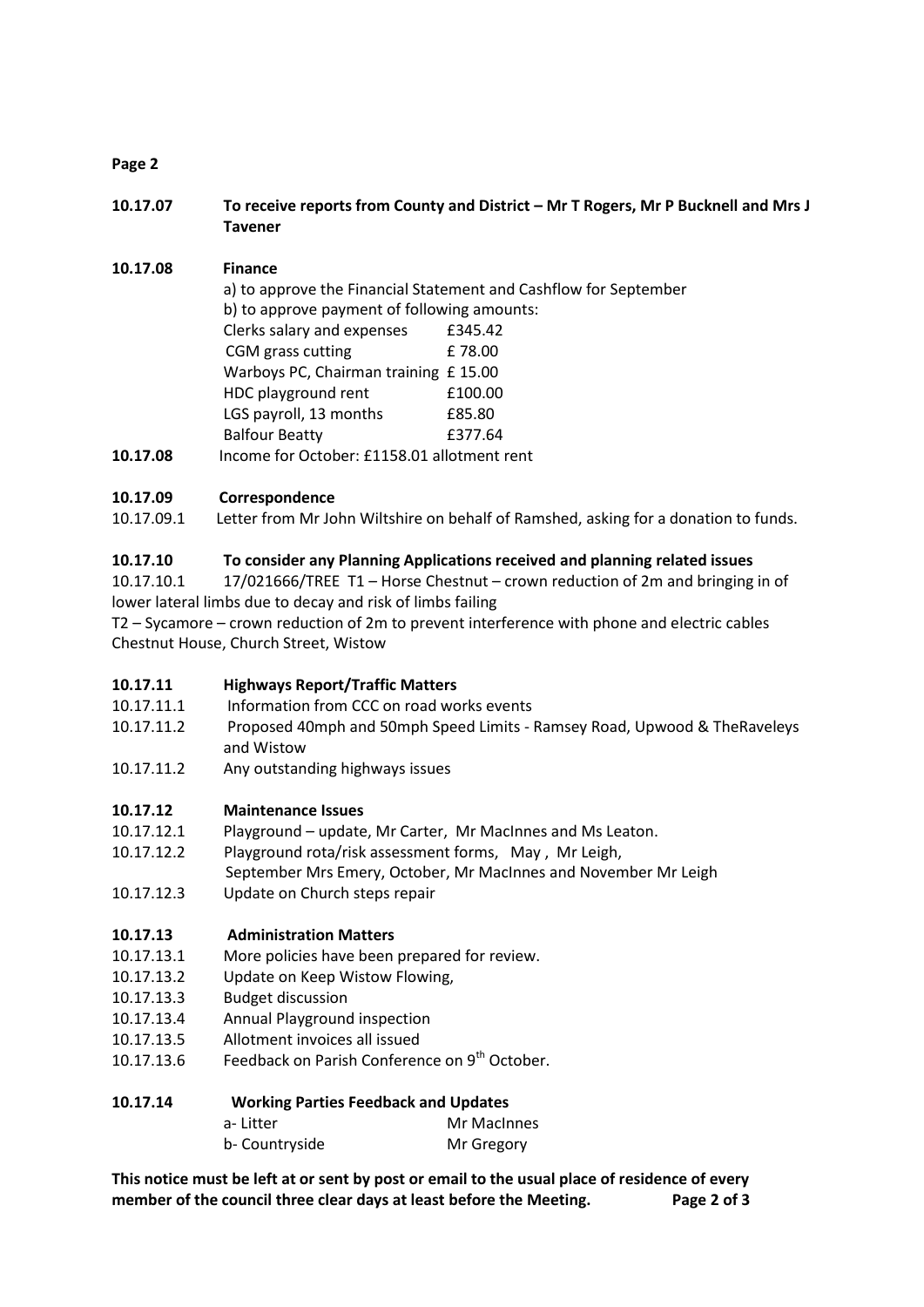**Page 2**

**10.17.07 To receive reports from County and District – Mr T Rogers, Mr P Bucknell and Mrs J Tavener**

**10.17.08 Finance**

a) to approve the Financial Statement and Cashflow for September

b) to approve payment of following amounts:

| | |
|---|---|
| Clerks salary and expenses | £345.42 |
| CGM grass cutting | £ 78.00 |
| Warboys PC, Chairman training | £ 15.00 |
| HDC playground rent | £100.00 |
| LGS payroll, 13 months | £85.80 |
| Balfour Beatty | £377.64 |

**10.17.08** Income for October: £1158.01 allotment rent

**10.17.09 Correspondence**

10.17.09.1 Letter from Mr John Wiltshire on behalf of Ramshed, asking for a donation to funds.

**10.17.10 To consider any Planning Applications received and planning related issues**

10.17.10.1 17/021666/TREE T1 – Horse Chestnut – crown reduction of 2m and bringing in of lower lateral limbs due to decay and risk of limbs failing

T2 – Sycamore – crown reduction of 2m to prevent interference with phone and electric cables Chestnut House, Church Street, Wistow

**10.17.11 Highways Report/Traffic Matters**

10.17.11.1 Information from CCC on road works events

10.17.11.2 Proposed 40mph and 50mph Speed Limits - Ramsey Road, Upwood & TheRaveleys and Wistow

10.17.11.2 Any outstanding highways issues

**10.17.12 Maintenance Issues**

10.17.12.1 Playground – update, Mr Carter, Mr MacInnes and Ms Leaton.

10.17.12.2 Playground rota/risk assessment forms, May , Mr Leigh, September Mrs Emery, October, Mr MacInnes and November Mr Leigh

10.17.12.3 Update on Church steps repair

**10.17.13 Administration Matters**

10.17.13.1 More policies have been prepared for review.

10.17.13.2 Update on Keep Wistow Flowing,

10.17.13.3 Budget discussion

10.17.13.4 Annual Playground inspection

10.17.13.5 Allotment invoices all issued

10.17.13.6 Feedback on Parish Conference on 9th October.

**10.17.14 Working Parties Feedback and Updates**

| | |
|---|---|
| a- Litter | Mr MacInnes |
| b- Countryside | Mr Gregory |

**This notice must be left at or sent by post or email to the usual place of residence of every member of the council three clear days at least before the Meeting.**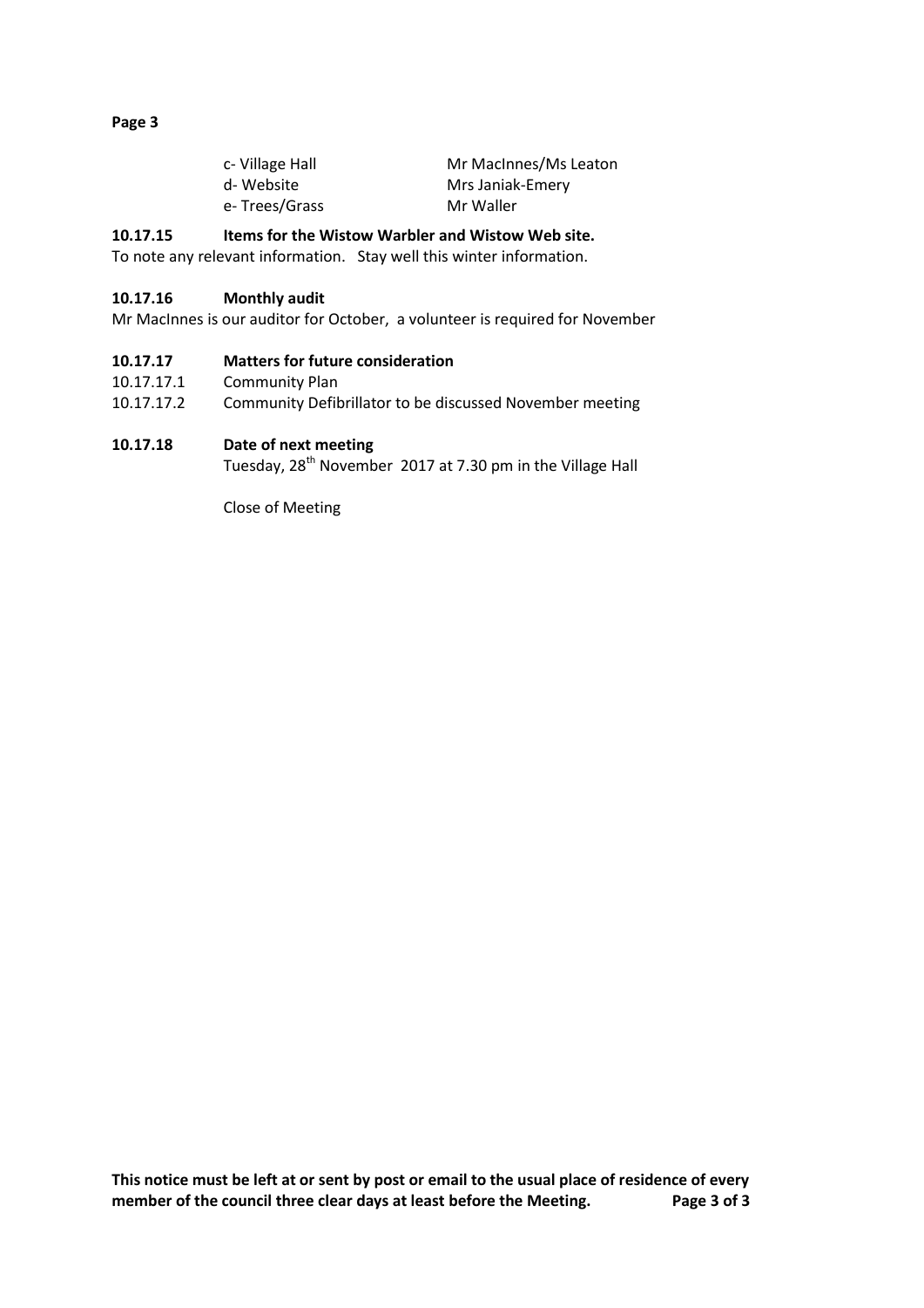| | |
|---|---|
| c- Village Hall | Mr MacInnes/Ms Leaton |
| d- Website | Mrs Janiak-Emery |
| e- Trees/Grass | Mr Waller |

**10.17.15 Items for the Wistow Warbler and Wistow Web site.**

To note any relevant information. Stay well this winter information.

**10.17.16 Monthly audit**

Mr MacInnes is our auditor for October, a volunteer is required for November

**10.17.17 Matters for future consideration**

10.17.17.1 Community Plan

10.17.17.2 Community Defibrillator to be discussed November meeting

**10.17.18 Date of next meeting**

Tuesday, 28th November 2017 at 7.30 pm in the Village Hall

Close of Meeting

**This notice must be left at or sent by post or email to the usual place of residence of every member of the council three clear days at least before the Meeting.**